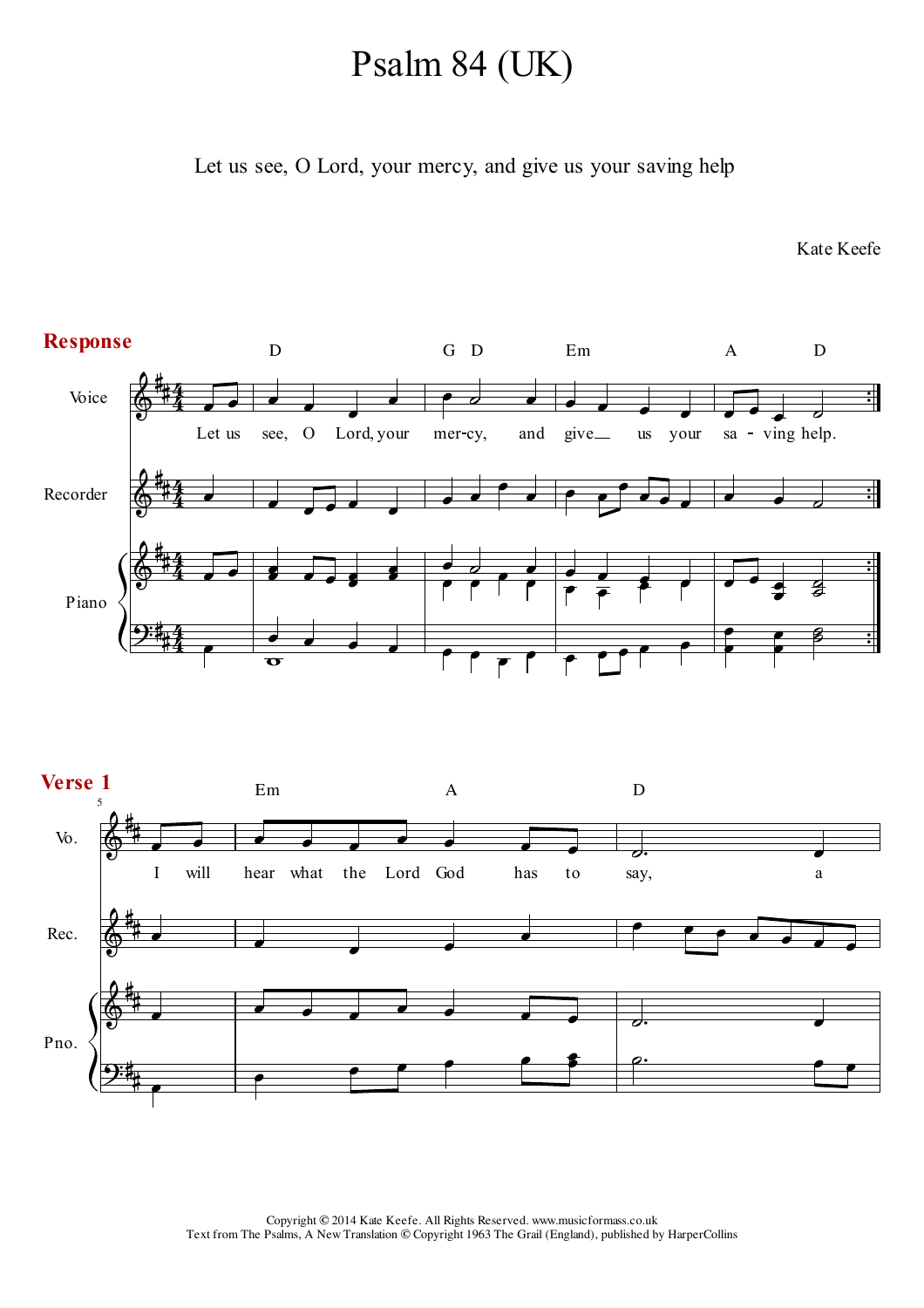# Psalm 84 (UK)

Let us see, O Lord, your mercy, and give us your saving help

Kate Keefe

## Response

Let us see, O Lord, your mercy, and give us your saving help.

## Verse 1

I will hear what the Lord God has to say, a

Copyright © 2014 Kate Keefe. All Rights Reserved. www.musicformass.co.uk
Text from The Psalms, A New Translation © Copyright 1963 The Grail (England), published by HarperCollins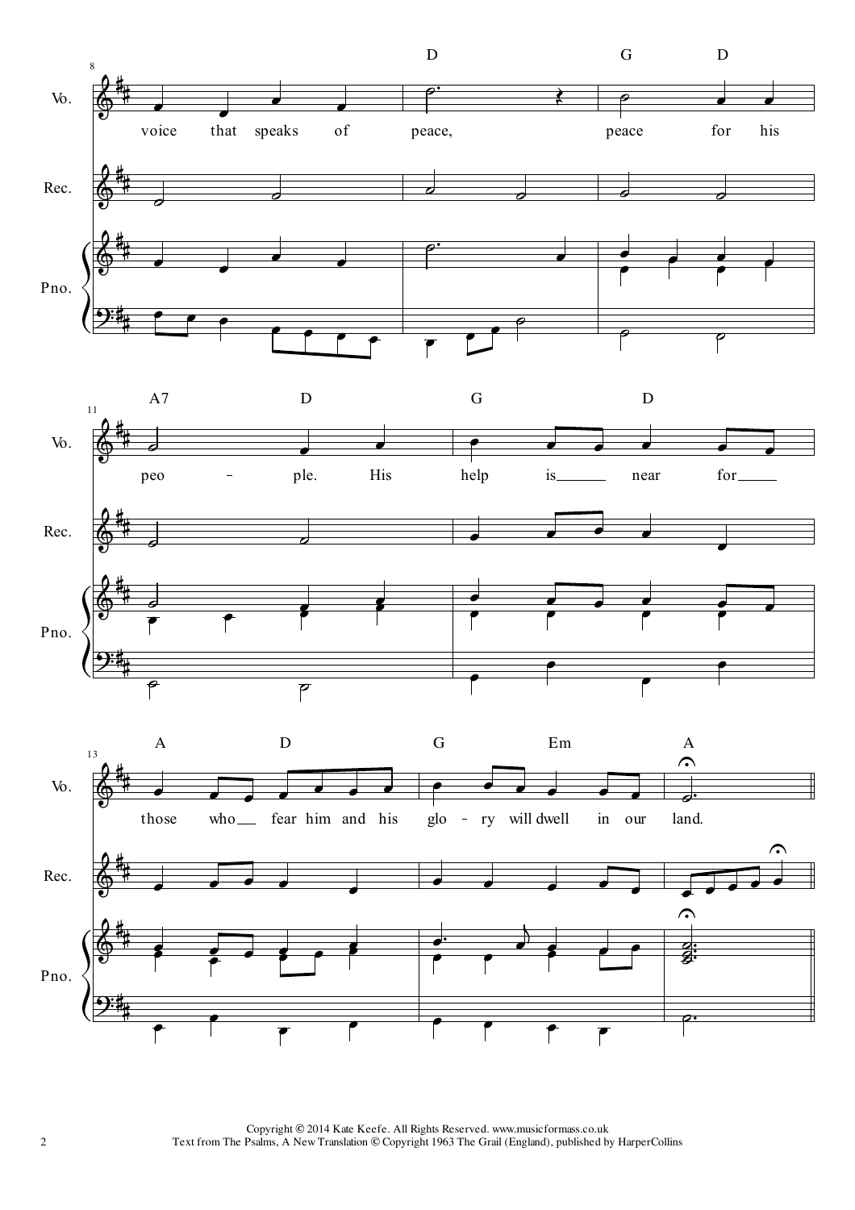voice that speaks of peace, peace for his people. His help is near for those who fear him and his glory will dwell in our land.

Copyright © 2014 Kate Keefe. All Rights Reserved. www.musicformass.co.uk
Text from The Psalms, A New Translation © Copyright 1963 The Grail (England), published by HarperCollins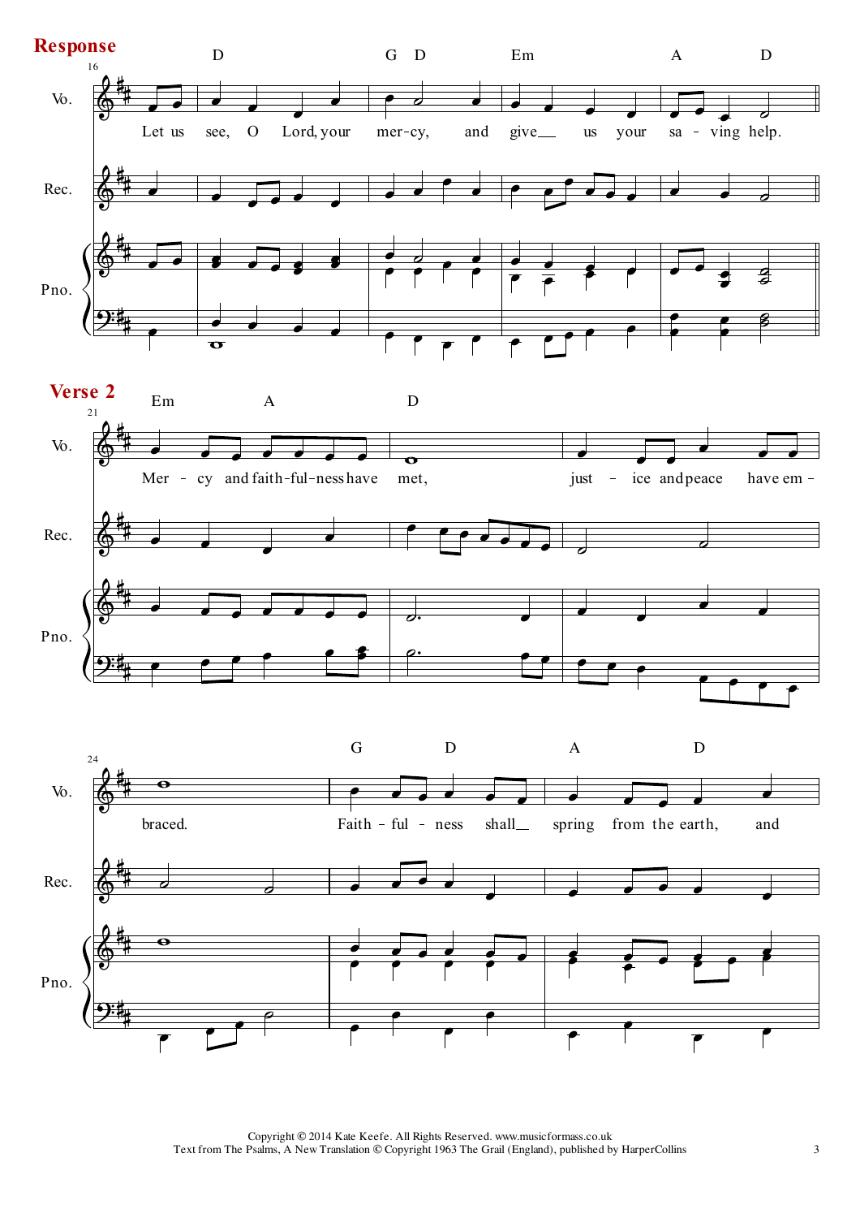## Response

D G D Em A D

Let us see, O Lord, your mer-cy, and give__ us your sa - ving help.

## Verse 2

Em A D

Mer - cy and faith-ful-ness have met, just - ice and peace have em - braced.

G D A D

Faith - ful - ness shall__ spring from the earth, and

Copyright © 2014 Kate Keefe. All Rights Reserved. www.musicformass.co.uk
Text from The Psalms, A New Translation © Copyright 1963 The Grail (England), published by HarperCollins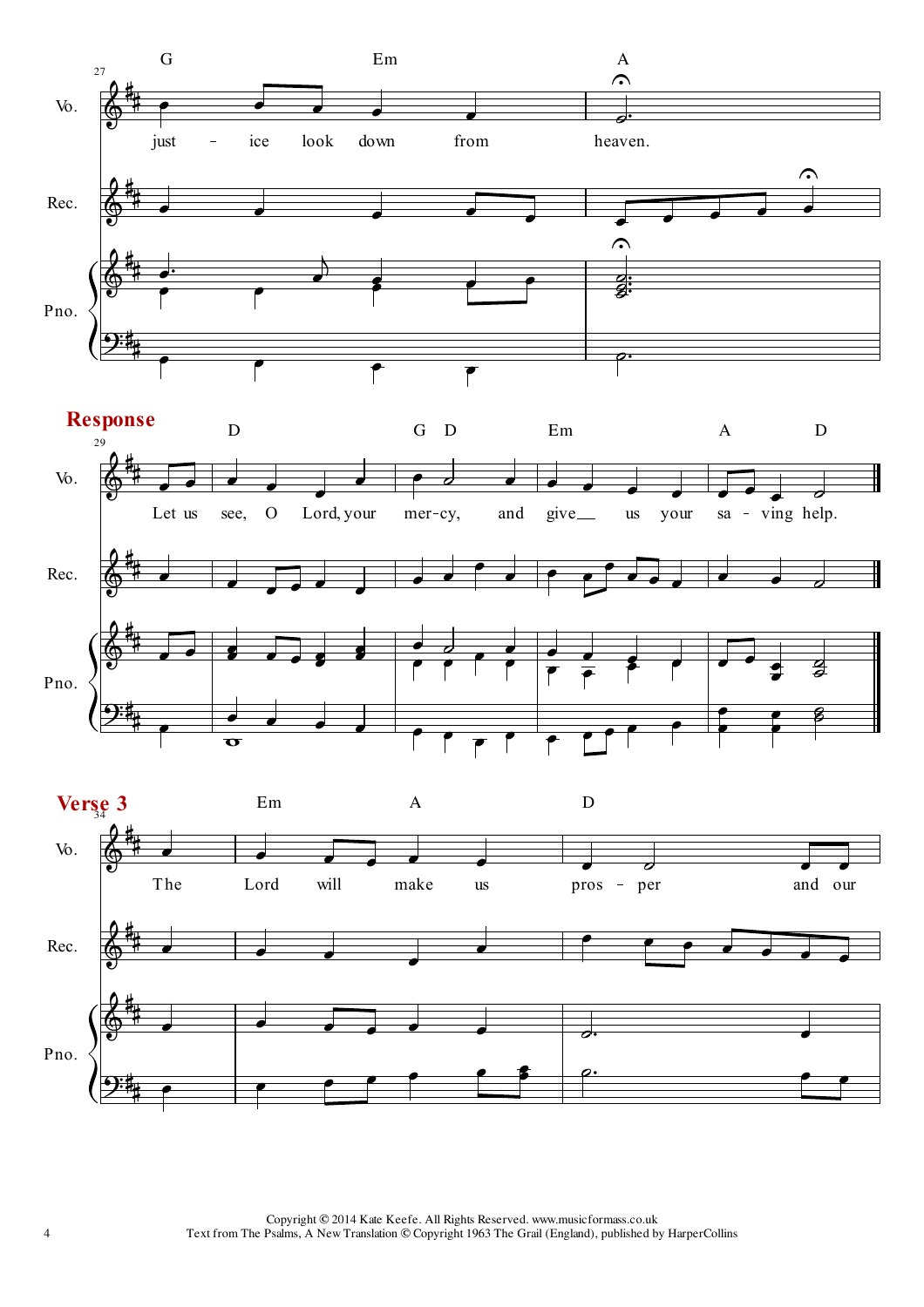**Response**

Let us see, O Lord, your mercy, and give us your saving help.

**Verse 3**

The Lord will make us prosper and our

Copyright © 2014 Kate Keefe. All Rights Reserved. www.musicformass.co.uk
Text from The Psalms, A New Translation © Copyright 1963 The Grail (England), published by HarperCollins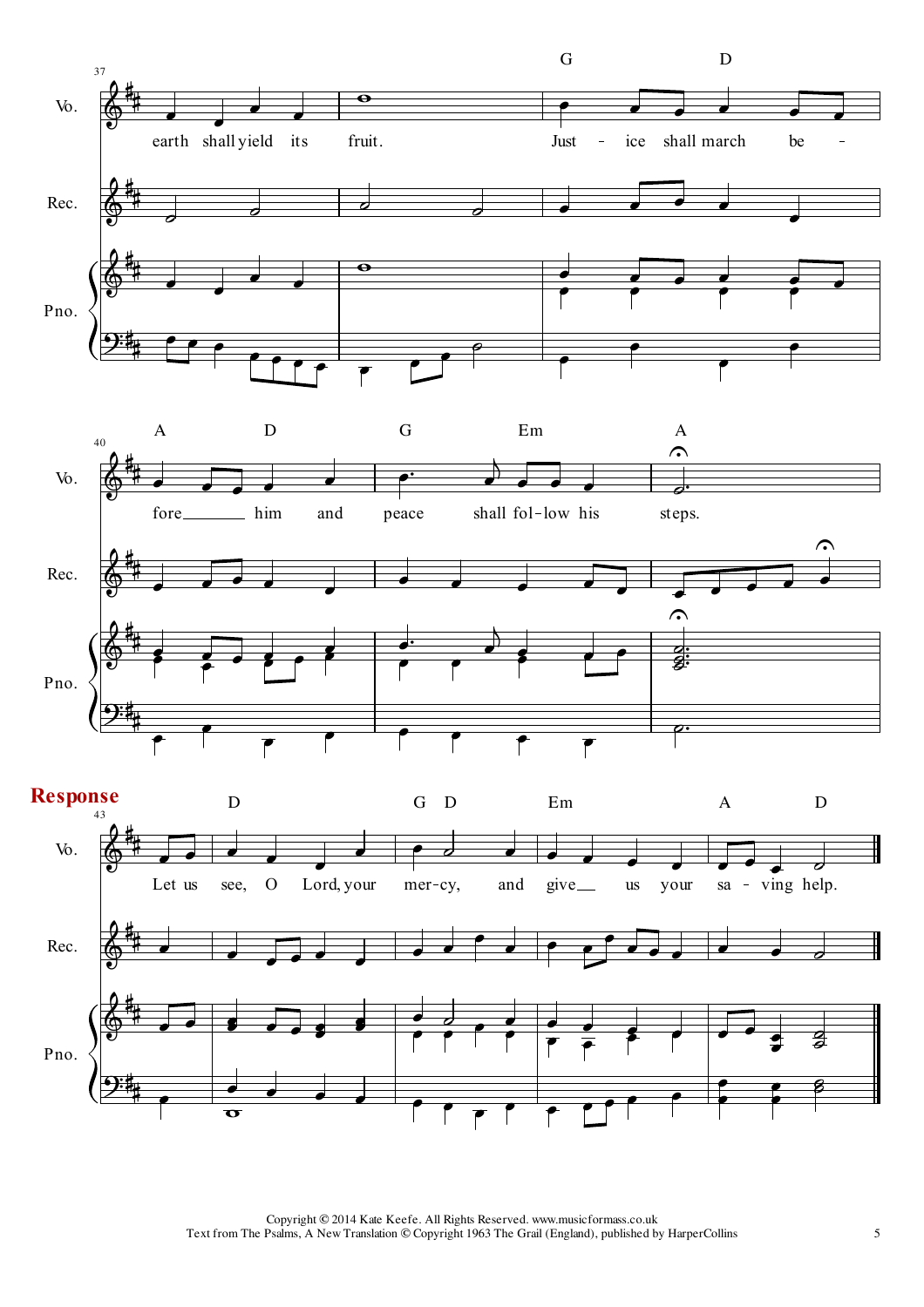## Response

Copyright © 2014 Kate Keefe. All Rights Reserved. www.musicformass.co.uk
Text from The Psalms, A New Translation © Copyright 1963 The Grail (England), published by HarperCollins